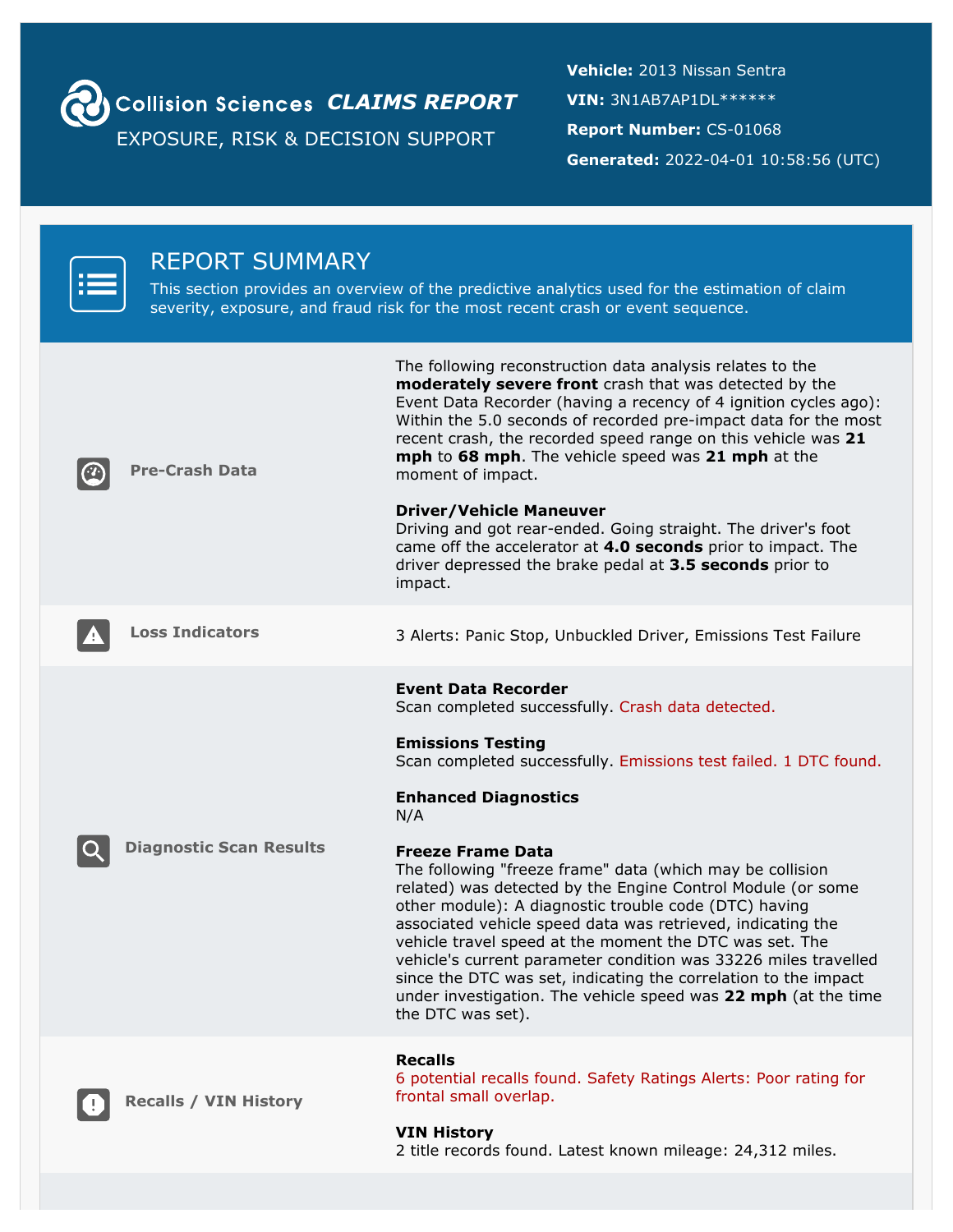# Collision Sciences CLAIMS REPORT

EXPOSURE, RISK & DECISION SUPPORT

**Vehicle:** 2013 Nissan Sentra

**VIN:** 3N1AB7AP1DL******

**Report Number:** CS-01068

**Generated:** 2022-04-01 10:58:56 (UTC)

## REPORT SUMMARY

This section provides an overview of the predictive analytics used for the estimation of claim severity, exposure, and fraud risk for the most recent crash or event sequence.

### Pre-Crash Data

The following reconstruction data analysis relates to the **moderately severe front** crash that was detected by the Event Data Recorder (having a recency of 4 ignition cycles ago): Within the 5.0 seconds of recorded pre-impact data for the most recent crash, the recorded speed range on this vehicle was **21 mph** to **68 mph**. The vehicle speed was **21 mph** at the moment of impact.

**Driver/Vehicle Maneuver**

Driving and got rear-ended. Going straight. The driver's foot came off the accelerator at **4.0 seconds** prior to impact. The driver depressed the brake pedal at **3.5 seconds** prior to impact.

### Loss Indicators

3 Alerts: Panic Stop, Unbuckled Driver, Emissions Test Failure

### Diagnostic Scan Results

**Event Data Recorder**

Scan completed successfully. Crash data detected.

**Emissions Testing**

Scan completed successfully. Emissions test failed. 1 DTC found.

**Enhanced Diagnostics**

N/A

**Freeze Frame Data**

The following "freeze frame" data (which may be collision related) was detected by the Engine Control Module (or some other module): A diagnostic trouble code (DTC) having associated vehicle speed data was retrieved, indicating the vehicle travel speed at the moment the DTC was set. The vehicle's current parameter condition was 33226 miles travelled since the DTC was set, indicating the correlation to the impact under investigation. The vehicle speed was **22 mph** (at the time the DTC was set).

### Recalls / VIN History

**Recalls**

6 potential recalls found. Safety Ratings Alerts: Poor rating for frontal small overlap.

**VIN History**

2 title records found. Latest known mileage: 24,312 miles.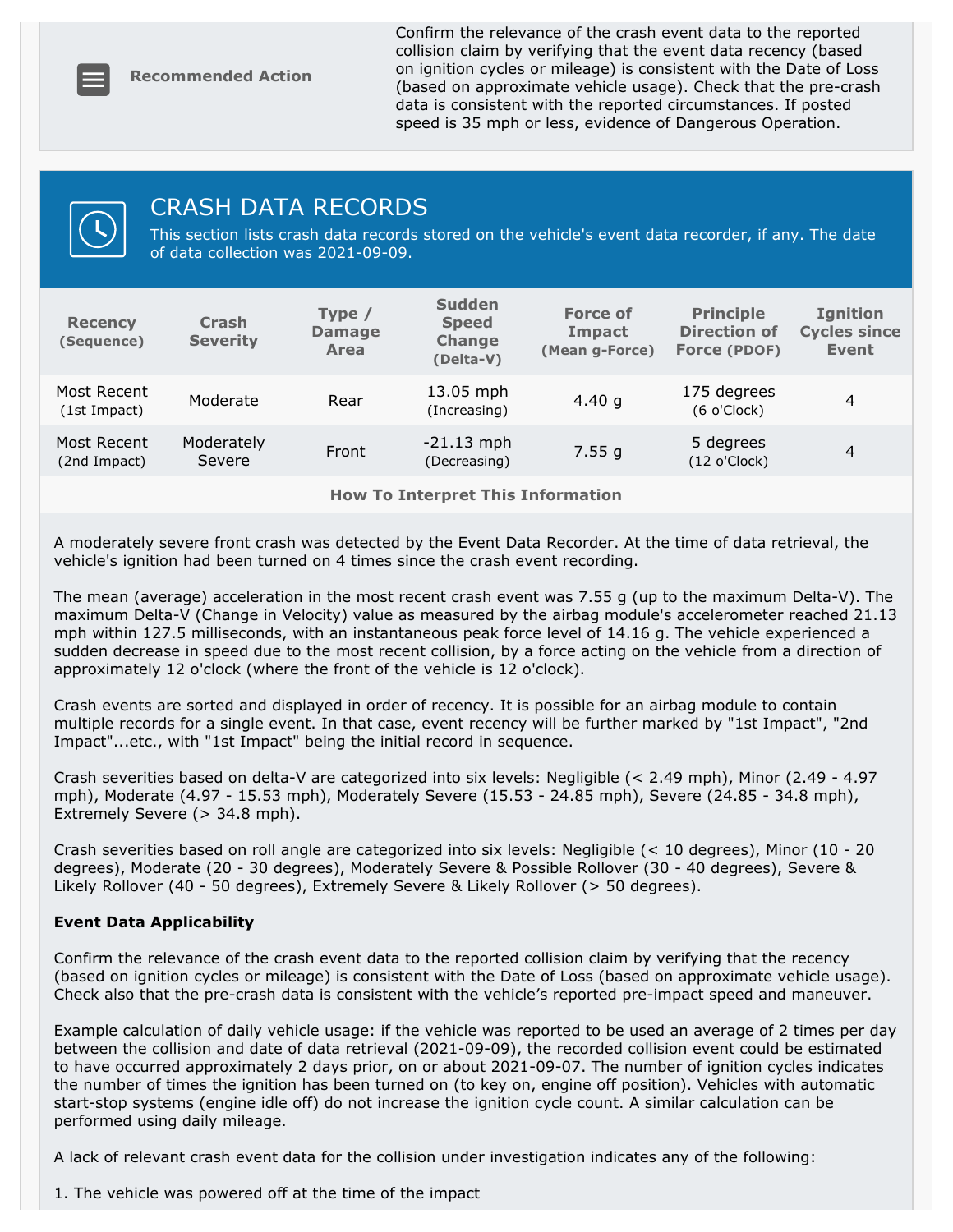| Recommended Action | Confirm the relevance of the crash event data to the reported collision claim by verifying that the event data recency (based on ignition cycles or mileage) is consistent with the Date of Loss (based on approximate vehicle usage). Check that the pre-crash data is consistent with the reported circumstances. If posted speed is 35 mph or less, evidence of Dangerous Operation. |
|---|---|

## CRASH DATA RECORDS

This section lists crash data records stored on the vehicle's event data recorder, if any. The date of data collection was 2021-09-09.

| Recency (Sequence) | Crash Severity | Type / Damage Area | Sudden Speed Change (Delta-V) | Force of Impact (Mean g-Force) | Principle Direction of Force (PDOF) | Ignition Cycles since Event |
|---|---|---|---|---|---|---|
| Most Recent (1st Impact) | Moderate | Rear | 13.05 mph (Increasing) | 4.40 g | 175 degrees (6 o'Clock) | 4 |
| Most Recent (2nd Impact) | Moderately Severe | Front | -21.13 mph (Decreasing) | 7.55 g | 5 degrees (12 o'Clock) | 4 |

**How To Interpret This Information**

A moderately severe front crash was detected by the Event Data Recorder. At the time of data retrieval, the vehicle's ignition had been turned on 4 times since the crash event recording.

The mean (average) acceleration in the most recent crash event was 7.55 g (up to the maximum Delta-V). The maximum Delta-V (Change in Velocity) value as measured by the airbag module's accelerometer reached 21.13 mph within 127.5 milliseconds, with an instantaneous peak force level of 14.16 g. The vehicle experienced a sudden decrease in speed due to the most recent collision, by a force acting on the vehicle from a direction of approximately 12 o'clock (where the front of the vehicle is 12 o'clock).

Crash events are sorted and displayed in order of recency. It is possible for an airbag module to contain multiple records for a single event. In that case, event recency will be further marked by "1st Impact", "2nd Impact"...etc., with "1st Impact" being the initial record in sequence.

Crash severities based on delta-V are categorized into six levels: Negligible (< 2.49 mph), Minor (2.49 - 4.97 mph), Moderate (4.97 - 15.53 mph), Moderately Severe (15.53 - 24.85 mph), Severe (24.85 - 34.8 mph), Extremely Severe (> 34.8 mph).

Crash severities based on roll angle are categorized into six levels: Negligible (< 10 degrees), Minor (10 - 20 degrees), Moderate (20 - 30 degrees), Moderately Severe & Possible Rollover (30 - 40 degrees), Severe & Likely Rollover (40 - 50 degrees), Extremely Severe & Likely Rollover (> 50 degrees).

**Event Data Applicability**

Confirm the relevance of the crash event data to the reported collision claim by verifying that the recency (based on ignition cycles or mileage) is consistent with the Date of Loss (based on approximate vehicle usage). Check also that the pre-crash data is consistent with the vehicle's reported pre-impact speed and maneuver.

Example calculation of daily vehicle usage: if the vehicle was reported to be used an average of 2 times per day between the collision and date of data retrieval (2021-09-09), the recorded collision event could be estimated to have occurred approximately 2 days prior, on or about 2021-09-07. The number of ignition cycles indicates the number of times the ignition has been turned on (to key on, engine off position). Vehicles with automatic start-stop systems (engine idle off) do not increase the ignition cycle count. A similar calculation can be performed using daily mileage.

A lack of relevant crash event data for the collision under investigation indicates any of the following:

1. The vehicle was powered off at the time of the impact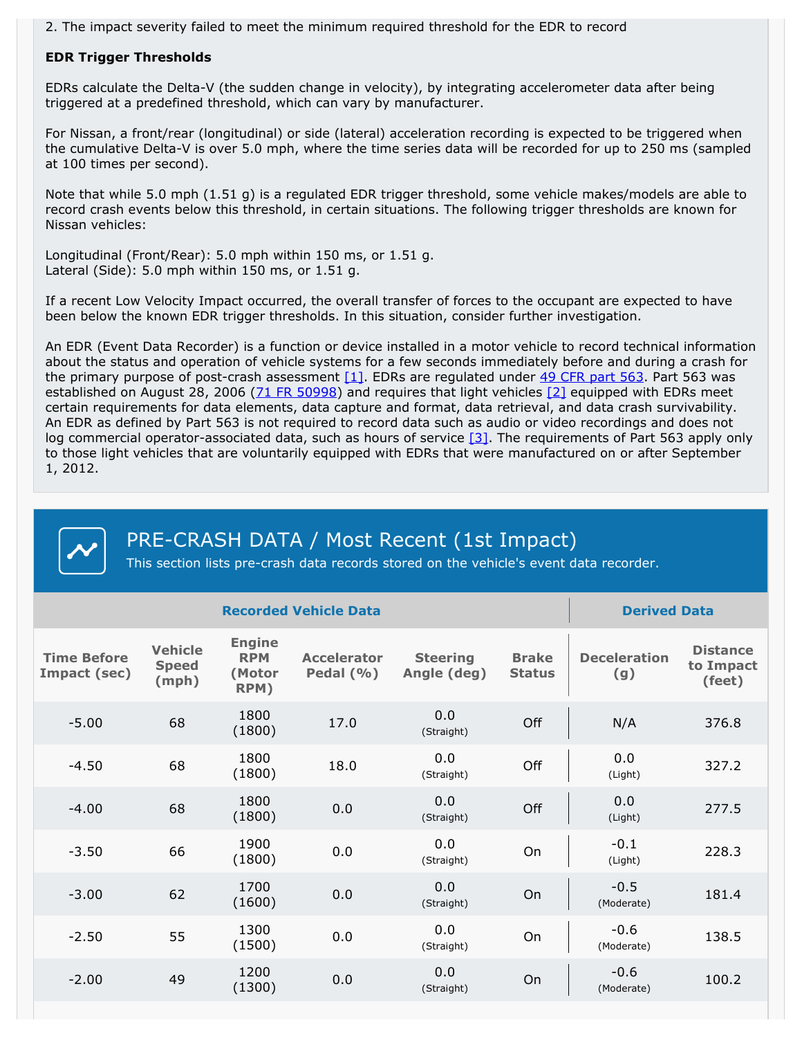2. The impact severity failed to meet the minimum required threshold for the EDR to record

**EDR Trigger Thresholds**

EDRs calculate the Delta-V (the sudden change in velocity), by integrating accelerometer data after being triggered at a predefined threshold, which can vary by manufacturer.

For Nissan, a front/rear (longitudinal) or side (lateral) acceleration recording is expected to be triggered when the cumulative Delta-V is over 5.0 mph, where the time series data will be recorded for up to 250 ms (sampled at 100 times per second).

Note that while 5.0 mph (1.51 g) is a regulated EDR trigger threshold, some vehicle makes/models are able to record crash events below this threshold, in certain situations. The following trigger thresholds are known for Nissan vehicles:

Longitudinal (Front/Rear): 5.0 mph within 150 ms, or 1.51 g.
Lateral (Side): 5.0 mph within 150 ms, or 1.51 g.

If a recent Low Velocity Impact occurred, the overall transfer of forces to the occupant are expected to have been below the known EDR trigger thresholds. In this situation, consider further investigation.

An EDR (Event Data Recorder) is a function or device installed in a motor vehicle to record technical information about the status and operation of vehicle systems for a few seconds immediately before and during a crash for the primary purpose of post-crash assessment [1]. EDRs are regulated under 49 CFR part 563. Part 563 was established on August 28, 2006 (71 FR 50998) and requires that light vehicles [2] equipped with EDRs meet certain requirements for data elements, data capture and format, data retrieval, and data crash survivability. An EDR as defined by Part 563 is not required to record data such as audio or video recordings and does not log commercial operator-associated data, such as hours of service [3]. The requirements of Part 563 apply only to those light vehicles that are voluntarily equipped with EDRs that were manufactured on or after September 1, 2012.

## PRE-CRASH DATA / Most Recent (1st Impact)

This section lists pre-crash data records stored on the vehicle's event data recorder.

| Recorded Vehicle Data | | | | | | Derived Data | |
|---|---|---|---|---|---|---|---|
| Time Before Impact (sec) | Vehicle Speed (mph) | Engine RPM (Motor RPM) | Accelerator Pedal (%) | Steering Angle (deg) | Brake Status | Deceleration (g) | Distance to Impact (feet) |
| -5.00 | 68 | 1800 (1800) | 17.0 | 0.0 (Straight) | Off | N/A | 376.8 |
| -4.50 | 68 | 1800 (1800) | 18.0 | 0.0 (Straight) | Off | 0.0 (Light) | 327.2 |
| -4.00 | 68 | 1800 (1800) | 0.0 | 0.0 (Straight) | Off | 0.0 (Light) | 277.5 |
| -3.50 | 66 | 1900 (1800) | 0.0 | 0.0 (Straight) | On | -0.1 (Light) | 228.3 |
| -3.00 | 62 | 1700 (1600) | 0.0 | 0.0 (Straight) | On | -0.5 (Moderate) | 181.4 |
| -2.50 | 55 | 1300 (1500) | 0.0 | 0.0 (Straight) | On | -0.6 (Moderate) | 138.5 |
| -2.00 | 49 | 1200 (1300) | 0.0 | 0.0 (Straight) | On | -0.6 (Moderate) | 100.2 |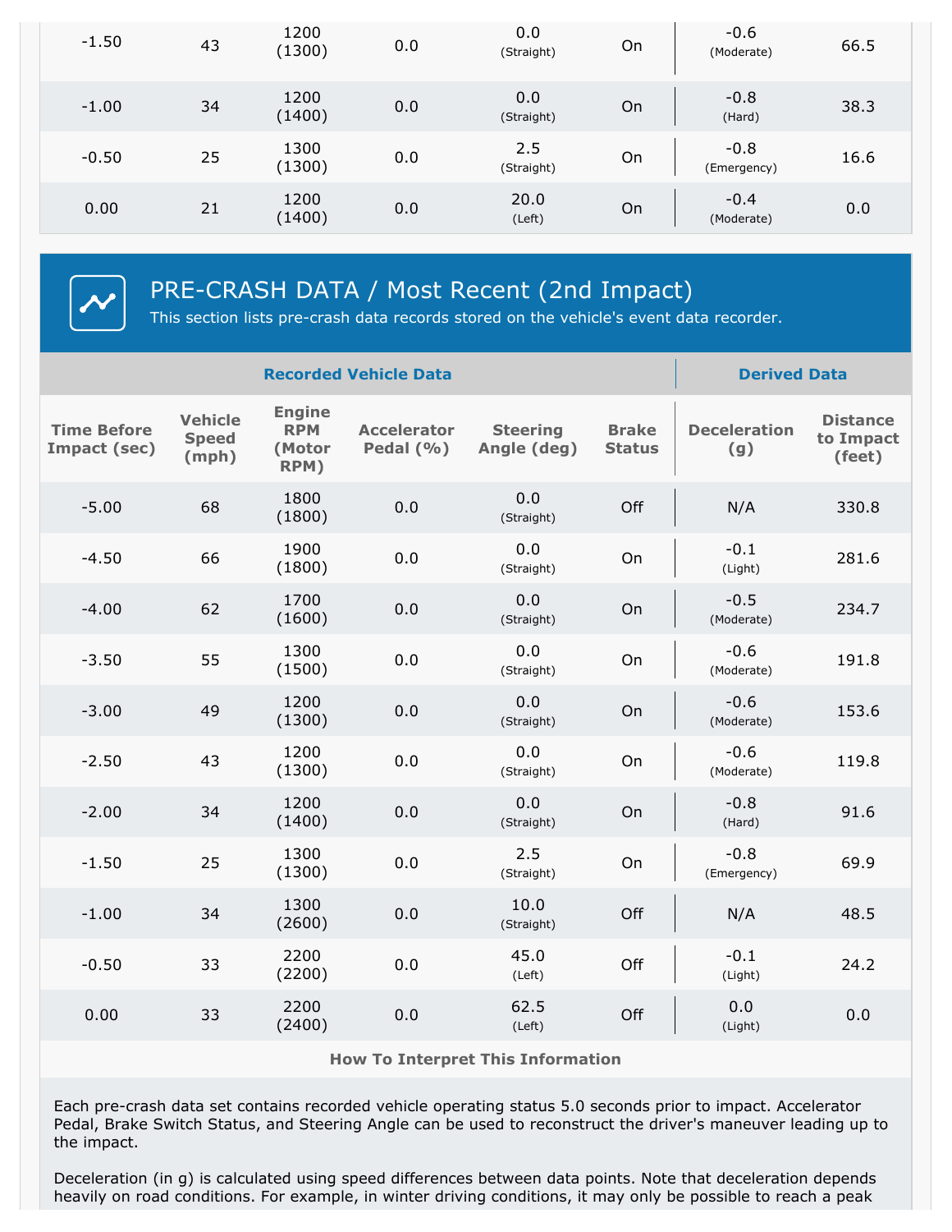| Time Before Impact (sec) | Vehicle Speed (mph) | Engine RPM (Motor RPM) | Accelerator Pedal (%) | Steering Angle (deg) | Brake Status | Deceleration (g) | Distance to Impact (feet) |
|---|---|---|---|---|---|---|---|
| -1.50 | 43 | 1200 (1300) | 0.0 | 0.0 (Straight) | On | -0.6 (Moderate) | 66.5 |
| -1.00 | 34 | 1200 (1400) | 0.0 | 0.0 (Straight) | On | -0.8 (Hard) | 38.3 |
| -0.50 | 25 | 1300 (1300) | 0.0 | 2.5 (Straight) | On | -0.8 (Emergency) | 16.6 |
| 0.00 | 21 | 1200 (1400) | 0.0 | 20.0 (Left) | On | -0.4 (Moderate) | 0.0 |

## PRE-CRASH DATA / Most Recent (2nd Impact)

This section lists pre-crash data records stored on the vehicle's event data recorder.

| Recorded Vehicle Data | | | | | | Derived Data | |
|---|---|---|---|---|---|---|---|
| **Time Before Impact (sec)** | **Vehicle Speed (mph)** | **Engine RPM (Motor RPM)** | **Accelerator Pedal (%)** | **Steering Angle (deg)** | **Brake Status** | **Deceleration (g)** | **Distance to Impact (feet)** |
| -5.00 | 68 | 1800 (1800) | 0.0 | 0.0 (Straight) | Off | N/A | 330.8 |
| -4.50 | 66 | 1900 (1800) | 0.0 | 0.0 (Straight) | On | -0.1 (Light) | 281.6 |
| -4.00 | 62 | 1700 (1600) | 0.0 | 0.0 (Straight) | On | -0.5 (Moderate) | 234.7 |
| -3.50 | 55 | 1300 (1500) | 0.0 | 0.0 (Straight) | On | -0.6 (Moderate) | 191.8 |
| -3.00 | 49 | 1200 (1300) | 0.0 | 0.0 (Straight) | On | -0.6 (Moderate) | 153.6 |
| -2.50 | 43 | 1200 (1300) | 0.0 | 0.0 (Straight) | On | -0.6 (Moderate) | 119.8 |
| -2.00 | 34 | 1200 (1400) | 0.0 | 0.0 (Straight) | On | -0.8 (Hard) | 91.6 |
| -1.50 | 25 | 1300 (1300) | 0.0 | 2.5 (Straight) | On | -0.8 (Emergency) | 69.9 |
| -1.00 | 34 | 1300 (2600) | 0.0 | 10.0 (Straight) | Off | N/A | 48.5 |
| -0.50 | 33 | 2200 (2200) | 0.0 | 45.0 (Left) | Off | -0.1 (Light) | 24.2 |
| 0.00 | 33 | 2200 (2400) | 0.0 | 62.5 (Left) | Off | 0.0 (Light) | 0.0 |

**How To Interpret This Information**

Each pre-crash data set contains recorded vehicle operating status 5.0 seconds prior to impact. Accelerator Pedal, Brake Switch Status, and Steering Angle can be used to reconstruct the driver's maneuver leading up to the impact.

Deceleration (in g) is calculated using speed differences between data points. Note that deceleration depends heavily on road conditions. For example, in winter driving conditions, it may only be possible to reach a peak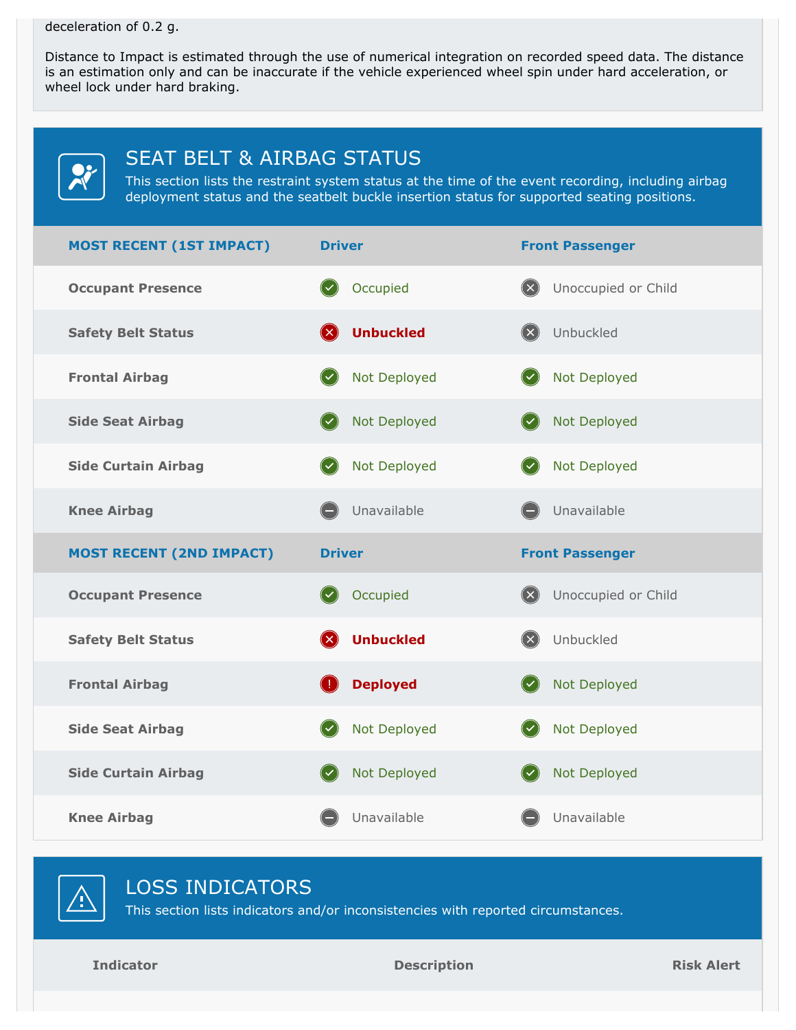deceleration of 0.2 g.

Distance to Impact is estimated through the use of numerical integration on recorded speed data. The distance is an estimation only and can be inaccurate if the vehicle experienced wheel spin under hard acceleration, or wheel lock under hard braking.

## SEAT BELT & AIRBAG STATUS

This section lists the restraint system status at the time of the event recording, including airbag deployment status and the seatbelt buckle insertion status for supported seating positions.

| MOST RECENT (1ST IMPACT) | Driver | Front Passenger |
|---|---|---|
| Occupant Presence | Occupied | Unoccupied or Child |
| Safety Belt Status | **Unbuckled** | Unbuckled |
| Frontal Airbag | Not Deployed | Not Deployed |
| Side Seat Airbag | Not Deployed | Not Deployed |
| Side Curtain Airbag | Not Deployed | Not Deployed |
| Knee Airbag | Unavailable | Unavailable |

| MOST RECENT (2ND IMPACT) | Driver | Front Passenger |
|---|---|---|
| Occupant Presence | Occupied | Unoccupied or Child |
| Safety Belt Status | **Unbuckled** | Unbuckled |
| Frontal Airbag | **Deployed** | Not Deployed |
| Side Seat Airbag | Not Deployed | Not Deployed |
| Side Curtain Airbag | Not Deployed | Not Deployed |
| Knee Airbag | Unavailable | Unavailable |

## LOSS INDICATORS

This section lists indicators and/or inconsistencies with reported circumstances.

| Indicator | Description | Risk Alert |
|---|---|---|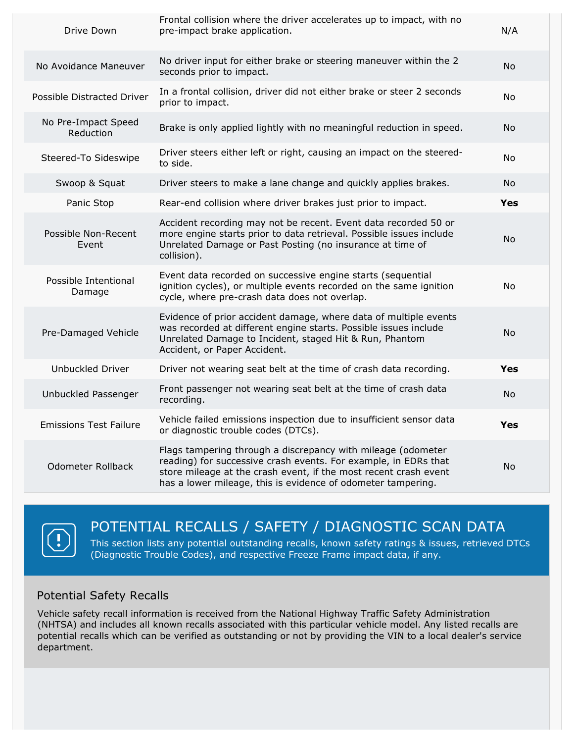| | | |
|---|---|---|
| Drive Down | Frontal collision where the driver accelerates up to impact, with no pre-impact brake application. | N/A |
| No Avoidance Maneuver | No driver input for either brake or steering maneuver within the 2 seconds prior to impact. | No |
| Possible Distracted Driver | In a frontal collision, driver did not either brake or steer 2 seconds prior to impact. | No |
| No Pre-Impact Speed Reduction | Brake is only applied lightly with no meaningful reduction in speed. | No |
| Steered-To Sideswipe | Driver steers either left or right, causing an impact on the steered-to side. | No |
| Swoop & Squat | Driver steers to make a lane change and quickly applies brakes. | No |
| Panic Stop | Rear-end collision where driver brakes just prior to impact. | **Yes** |
| Possible Non-Recent Event | Accident recording may not be recent. Event data recorded 50 or more engine starts prior to data retrieval. Possible issues include Unrelated Damage or Past Posting (no insurance at time of collision). | No |
| Possible Intentional Damage | Event data recorded on successive engine starts (sequential ignition cycles), or multiple events recorded on the same ignition cycle, where pre-crash data does not overlap. | No |
| Pre-Damaged Vehicle | Evidence of prior accident damage, where data of multiple events was recorded at different engine starts. Possible issues include Unrelated Damage to Incident, staged Hit & Run, Phantom Accident, or Paper Accident. | No |
| Unbuckled Driver | Driver not wearing seat belt at the time of crash data recording. | **Yes** |
| Unbuckled Passenger | Front passenger not wearing seat belt at the time of crash data recording. | No |
| Emissions Test Failure | Vehicle failed emissions inspection due to insufficient sensor data or diagnostic trouble codes (DTCs). | **Yes** |
| Odometer Rollback | Flags tampering through a discrepancy with mileage (odometer reading) for successive crash events. For example, in EDRs that store mileage at the crash event, if the most recent crash event has a lower mileage, this is evidence of odometer tampering. | No |

## POTENTIAL RECALLS / SAFETY / DIAGNOSTIC SCAN DATA

This section lists any potential outstanding recalls, known safety ratings & issues, retrieved DTCs (Diagnostic Trouble Codes), and respective Freeze Frame impact data, if any.

### Potential Safety Recalls

Vehicle safety recall information is received from the National Highway Traffic Safety Administration (NHTSA) and includes all known recalls associated with this particular vehicle model. Any listed recalls are potential recalls which can be verified as outstanding or not by providing the VIN to a local dealer's service department.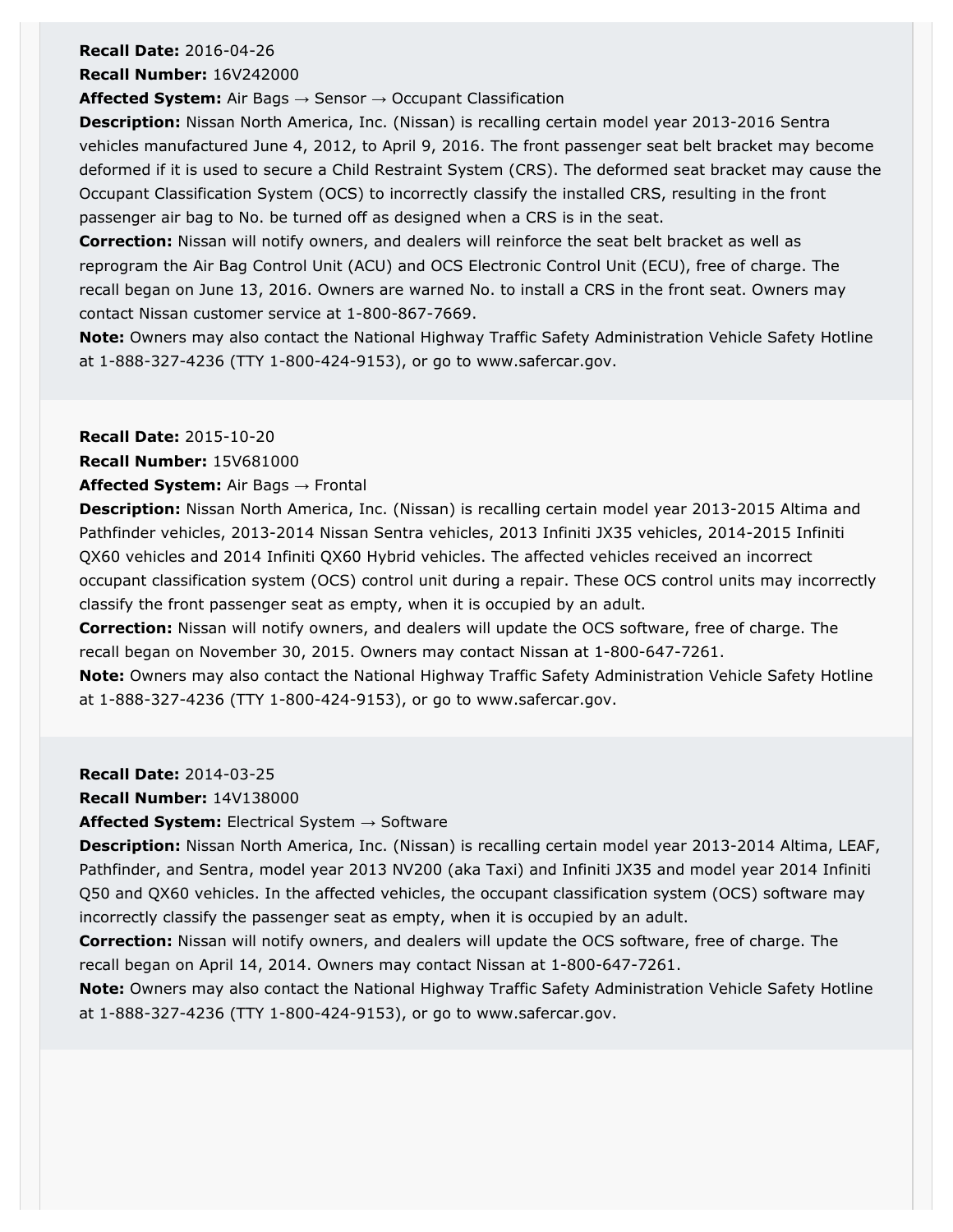**Recall Date:** 2016-04-26
**Recall Number:** 16V242000
**Affected System:** Air Bags → Sensor → Occupant Classification
**Description:** Nissan North America, Inc. (Nissan) is recalling certain model year 2013-2016 Sentra vehicles manufactured June 4, 2012, to April 9, 2016. The front passenger seat belt bracket may become deformed if it is used to secure a Child Restraint System (CRS). The deformed seat bracket may cause the Occupant Classification System (OCS) to incorrectly classify the installed CRS, resulting in the front passenger air bag to No. be turned off as designed when a CRS is in the seat.
**Correction:** Nissan will notify owners, and dealers will reinforce the seat belt bracket as well as reprogram the Air Bag Control Unit (ACU) and OCS Electronic Control Unit (ECU), free of charge. The recall began on June 13, 2016. Owners are warned No. to install a CRS in the front seat. Owners may contact Nissan customer service at 1-800-867-7669.
**Note:** Owners may also contact the National Highway Traffic Safety Administration Vehicle Safety Hotline at 1-888-327-4236 (TTY 1-800-424-9153), or go to www.safercar.gov.

**Recall Date:** 2015-10-20
**Recall Number:** 15V681000
**Affected System:** Air Bags → Frontal
**Description:** Nissan North America, Inc. (Nissan) is recalling certain model year 2013-2015 Altima and Pathfinder vehicles, 2013-2014 Nissan Sentra vehicles, 2013 Infiniti JX35 vehicles, 2014-2015 Infiniti QX60 vehicles and 2014 Infiniti QX60 Hybrid vehicles. The affected vehicles received an incorrect occupant classification system (OCS) control unit during a repair. These OCS control units may incorrectly classify the front passenger seat as empty, when it is occupied by an adult.
**Correction:** Nissan will notify owners, and dealers will update the OCS software, free of charge. The recall began on November 30, 2015. Owners may contact Nissan at 1-800-647-7261.
**Note:** Owners may also contact the National Highway Traffic Safety Administration Vehicle Safety Hotline at 1-888-327-4236 (TTY 1-800-424-9153), or go to www.safercar.gov.

**Recall Date:** 2014-03-25
**Recall Number:** 14V138000
**Affected System:** Electrical System → Software
**Description:** Nissan North America, Inc. (Nissan) is recalling certain model year 2013-2014 Altima, LEAF, Pathfinder, and Sentra, model year 2013 NV200 (aka Taxi) and Infiniti JX35 and model year 2014 Infiniti Q50 and QX60 vehicles. In the affected vehicles, the occupant classification system (OCS) software may incorrectly classify the passenger seat as empty, when it is occupied by an adult.
**Correction:** Nissan will notify owners, and dealers will update the OCS software, free of charge. The recall began on April 14, 2014. Owners may contact Nissan at 1-800-647-7261.
**Note:** Owners may also contact the National Highway Traffic Safety Administration Vehicle Safety Hotline at 1-888-327-4236 (TTY 1-800-424-9153), or go to www.safercar.gov.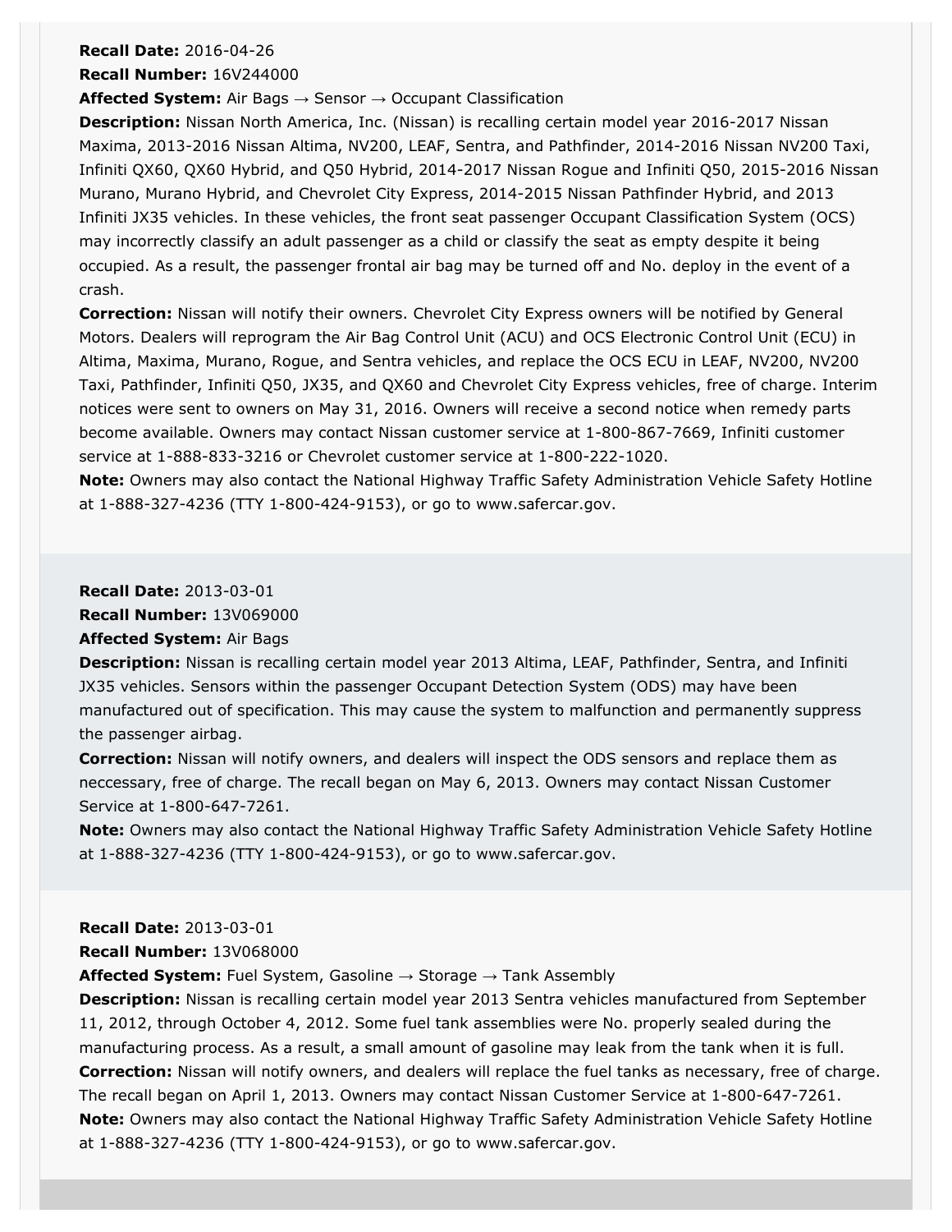**Recall Date:** 2016-04-26
**Recall Number:** 16V244000
**Affected System:** Air Bags → Sensor → Occupant Classification
**Description:** Nissan North America, Inc. (Nissan) is recalling certain model year 2016-2017 Nissan Maxima, 2013-2016 Nissan Altima, NV200, LEAF, Sentra, and Pathfinder, 2014-2016 Nissan NV200 Taxi, Infiniti QX60, QX60 Hybrid, and Q50 Hybrid, 2014-2017 Nissan Rogue and Infiniti Q50, 2015-2016 Nissan Murano, Murano Hybrid, and Chevrolet City Express, 2014-2015 Nissan Pathfinder Hybrid, and 2013 Infiniti JX35 vehicles. In these vehicles, the front seat passenger Occupant Classification System (OCS) may incorrectly classify an adult passenger as a child or classify the seat as empty despite it being occupied. As a result, the passenger frontal air bag may be turned off and No. deploy in the event of a crash.
**Correction:** Nissan will notify their owners. Chevrolet City Express owners will be notified by General Motors. Dealers will reprogram the Air Bag Control Unit (ACU) and OCS Electronic Control Unit (ECU) in Altima, Maxima, Murano, Rogue, and Sentra vehicles, and replace the OCS ECU in LEAF, NV200, NV200 Taxi, Pathfinder, Infiniti Q50, JX35, and QX60 and Chevrolet City Express vehicles, free of charge. Interim notices were sent to owners on May 31, 2016. Owners will receive a second notice when remedy parts become available. Owners may contact Nissan customer service at 1-800-867-7669, Infiniti customer service at 1-888-833-3216 or Chevrolet customer service at 1-800-222-1020.
**Note:** Owners may also contact the National Highway Traffic Safety Administration Vehicle Safety Hotline at 1-888-327-4236 (TTY 1-800-424-9153), or go to www.safercar.gov.

**Recall Date:** 2013-03-01
**Recall Number:** 13V069000
**Affected System:** Air Bags
**Description:** Nissan is recalling certain model year 2013 Altima, LEAF, Pathfinder, Sentra, and Infiniti JX35 vehicles. Sensors within the passenger Occupant Detection System (ODS) may have been manufactured out of specification. This may cause the system to malfunction and permanently suppress the passenger airbag.
**Correction:** Nissan will notify owners, and dealers will inspect the ODS sensors and replace them as neccessary, free of charge. The recall began on May 6, 2013. Owners may contact Nissan Customer Service at 1-800-647-7261.
**Note:** Owners may also contact the National Highway Traffic Safety Administration Vehicle Safety Hotline at 1-888-327-4236 (TTY 1-800-424-9153), or go to www.safercar.gov.

**Recall Date:** 2013-03-01
**Recall Number:** 13V068000
**Affected System:** Fuel System, Gasoline → Storage → Tank Assembly
**Description:** Nissan is recalling certain model year 2013 Sentra vehicles manufactured from September 11, 2012, through October 4, 2012. Some fuel tank assemblies were No. properly sealed during the manufacturing process. As a result, a small amount of gasoline may leak from the tank when it is full.
**Correction:** Nissan will notify owners, and dealers will replace the fuel tanks as necessary, free of charge. The recall began on April 1, 2013. Owners may contact Nissan Customer Service at 1-800-647-7261.
**Note:** Owners may also contact the National Highway Traffic Safety Administration Vehicle Safety Hotline at 1-888-327-4236 (TTY 1-800-424-9153), or go to www.safercar.gov.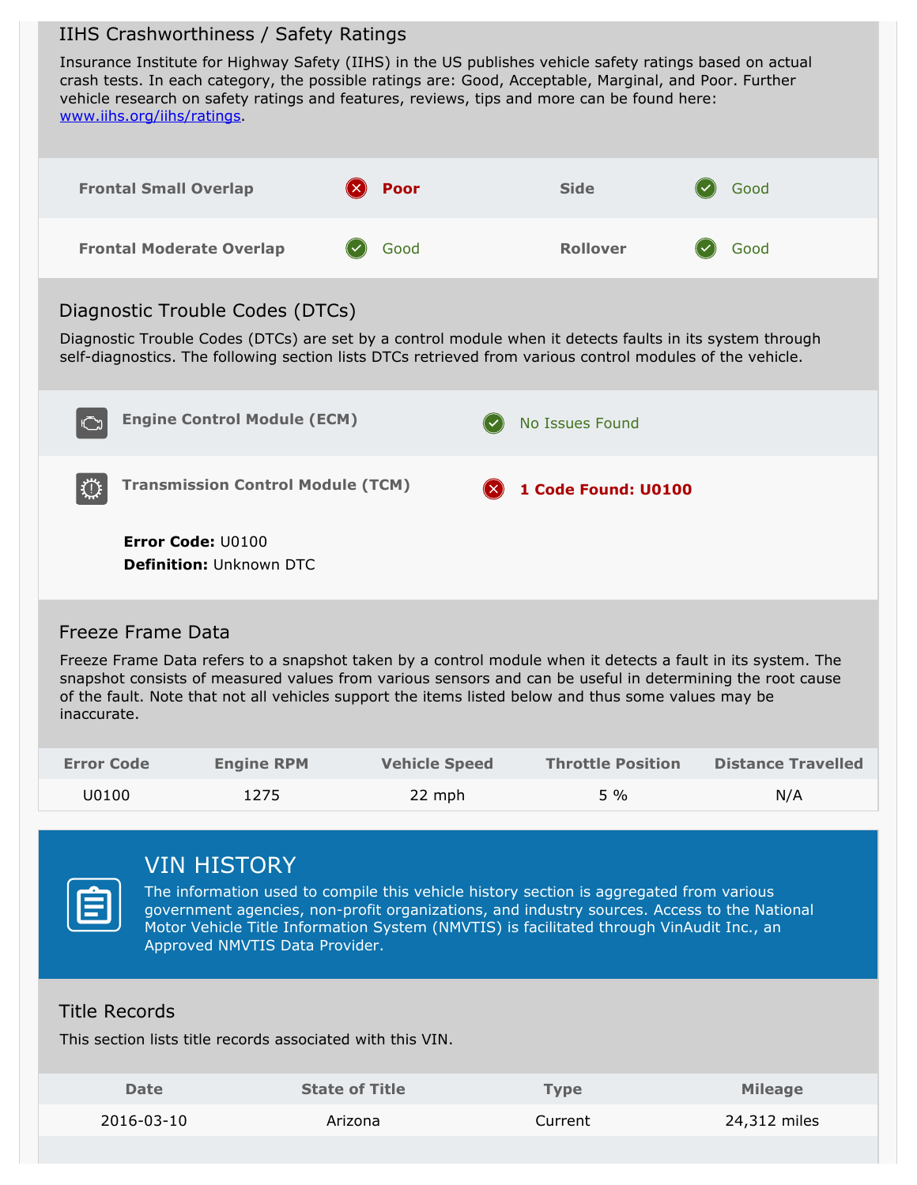## IIHS Crashworthiness / Safety Ratings

Insurance Institute for Highway Safety (IIHS) in the US publishes vehicle safety ratings based on actual crash tests. In each category, the possible ratings are: Good, Acceptable, Marginal, and Poor. Further vehicle research on safety ratings and features, reviews, tips and more can be found here: www.iihs.org/iihs/ratings.

| | | | |
|---|---|---|---|
| **Frontal Small Overlap** | **Poor** | **Side** | Good |
| **Frontal Moderate Overlap** | Good | **Rollover** | Good |

## Diagnostic Trouble Codes (DTCs)

Diagnostic Trouble Codes (DTCs) are set by a control module when it detects faults in its system through self-diagnostics. The following section lists DTCs retrieved from various control modules of the vehicle.

| | |
|---|---|
| **Engine Control Module (ECM)** | No Issues Found |
| **Transmission Control Module (TCM)** | **1 Code Found: U0100** |

**Error Code:** U0100
**Definition:** Unknown DTC

## Freeze Frame Data

Freeze Frame Data refers to a snapshot taken by a control module when it detects a fault in its system. The snapshot consists of measured values from various sensors and can be useful in determining the root cause of the fault. Note that not all vehicles support the items listed below and thus some values may be inaccurate.

| Error Code | Engine RPM | Vehicle Speed | Throttle Position | Distance Travelled |
|---|---|---|---|---|
| U0100 | 1275 | 22 mph | 5 % | N/A |

# VIN HISTORY

The information used to compile this vehicle history section is aggregated from various government agencies, non-profit organizations, and industry sources. Access to the National Motor Vehicle Title Information System (NMVTIS) is facilitated through VinAudit Inc., an Approved NMVTIS Data Provider.

## Title Records

This section lists title records associated with this VIN.

| Date | State of Title | Type | Mileage |
|---|---|---|---|
| 2016-03-10 | Arizona | Current | 24,312 miles |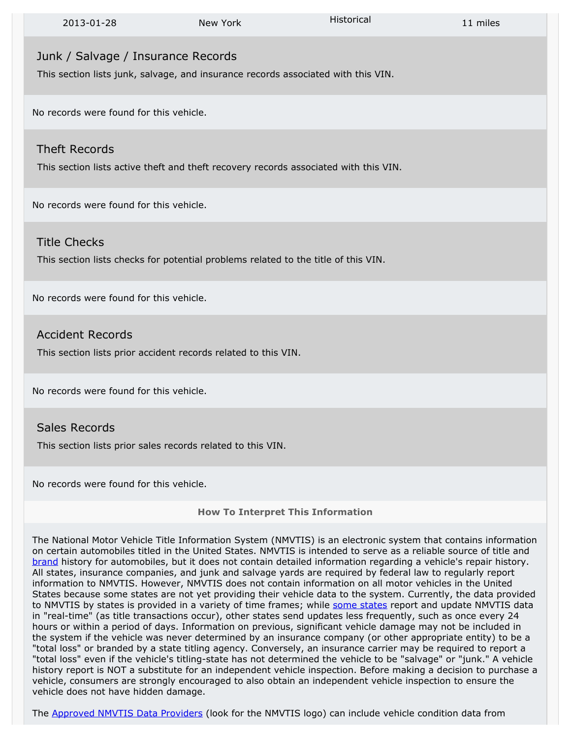| | | | |
|---|---|---|---|
| 2013-01-28 | New York | Historical | 11 miles |

## Junk / Salvage / Insurance Records

This section lists junk, salvage, and insurance records associated with this VIN.

No records were found for this vehicle.

## Theft Records

This section lists active theft and theft recovery records associated with this VIN.

No records were found for this vehicle.

## Title Checks

This section lists checks for potential problems related to the title of this VIN.

No records were found for this vehicle.

## Accident Records

This section lists prior accident records related to this VIN.

No records were found for this vehicle.

## Sales Records

This section lists prior sales records related to this VIN.

No records were found for this vehicle.

**How To Interpret This Information**

The National Motor Vehicle Title Information System (NMVTIS) is an electronic system that contains information on certain automobiles titled in the United States. NMVTIS is intended to serve as a reliable source of title and brand history for automobiles, but it does not contain detailed information regarding a vehicle's repair history. All states, insurance companies, and junk and salvage yards are required by federal law to regularly report information to NMVTIS. However, NMVTIS does not contain information on all motor vehicles in the United States because some states are not yet providing their vehicle data to the system. Currently, the data provided to NMVTIS by states is provided in a variety of time frames; while some states report and update NMVTIS data in "real-time" (as title transactions occur), other states send updates less frequently, such as once every 24 hours or within a period of days. Information on previous, significant vehicle damage may not be included in the system if the vehicle was never determined by an insurance company (or other appropriate entity) to be a "total loss" or branded by a state titling agency. Conversely, an insurance carrier may be required to report a "total loss" even if the vehicle's titling-state has not determined the vehicle to be "salvage" or "junk." A vehicle history report is NOT a substitute for an independent vehicle inspection. Before making a decision to purchase a vehicle, consumers are strongly encouraged to also obtain an independent vehicle inspection to ensure the vehicle does not have hidden damage.

The Approved NMVTIS Data Providers (look for the NMVTIS logo) can include vehicle condition data from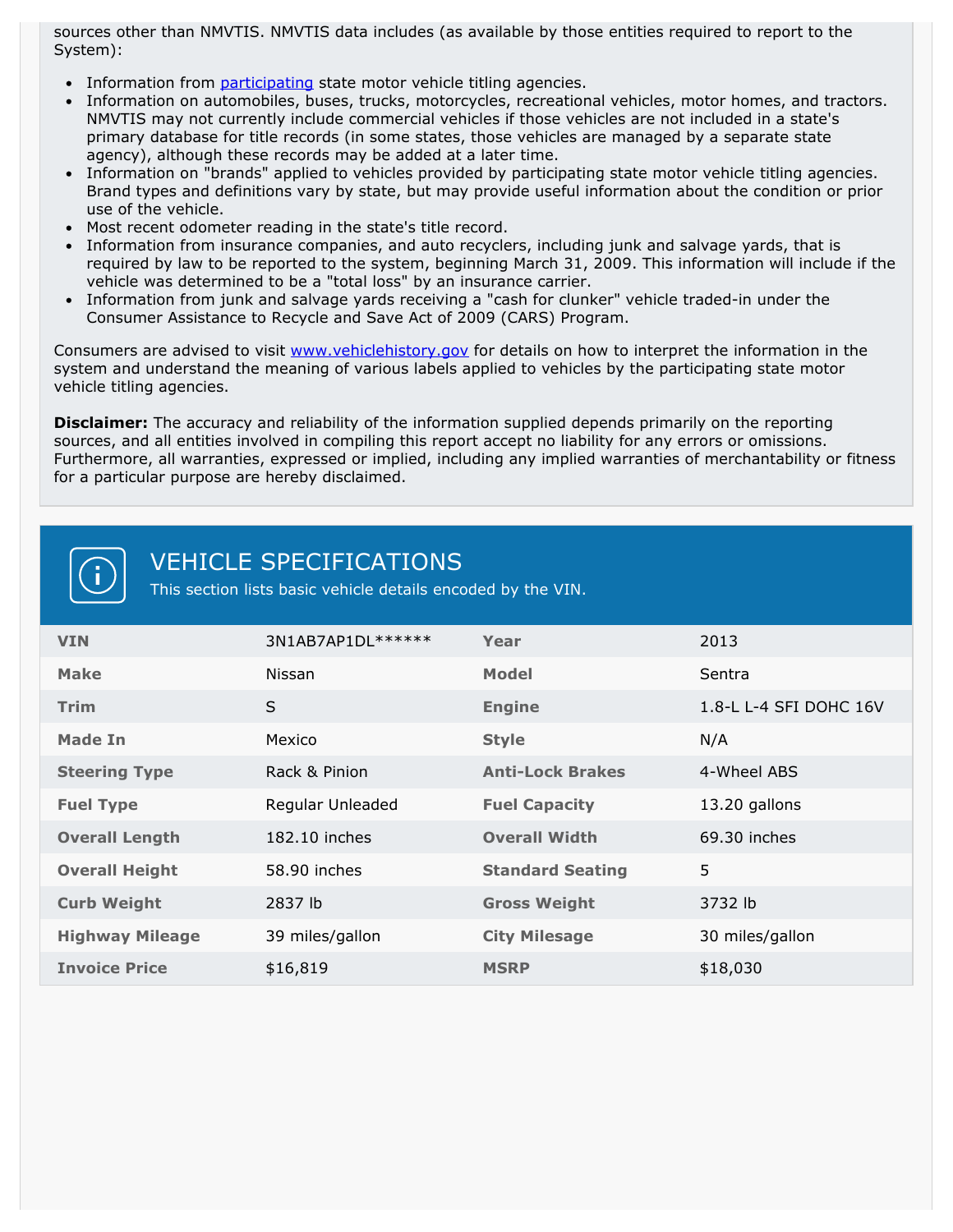sources other than NMVTIS. NMVTIS data includes (as available by those entities required to report to the System):

- Information from participating state motor vehicle titling agencies.
- Information on automobiles, buses, trucks, motorcycles, recreational vehicles, motor homes, and tractors. NMVTIS may not currently include commercial vehicles if those vehicles are not included in a state's primary database for title records (in some states, those vehicles are managed by a separate state agency), although these records may be added at a later time.
- Information on "brands" applied to vehicles provided by participating state motor vehicle titling agencies. Brand types and definitions vary by state, but may provide useful information about the condition or prior use of the vehicle.
- Most recent odometer reading in the state's title record.
- Information from insurance companies, and auto recyclers, including junk and salvage yards, that is required by law to be reported to the system, beginning March 31, 2009. This information will include if the vehicle was determined to be a "total loss" by an insurance carrier.
- Information from junk and salvage yards receiving a "cash for clunker" vehicle traded-in under the Consumer Assistance to Recycle and Save Act of 2009 (CARS) Program.

Consumers are advised to visit www.vehiclehistory.gov for details on how to interpret the information in the system and understand the meaning of various labels applied to vehicles by the participating state motor vehicle titling agencies.

**Disclaimer:** The accuracy and reliability of the information supplied depends primarily on the reporting sources, and all entities involved in compiling this report accept no liability for any errors or omissions. Furthermore, all warranties, expressed or implied, including any implied warranties of merchantability or fitness for a particular purpose are hereby disclaimed.

## VEHICLE SPECIFICATIONS

This section lists basic vehicle details encoded by the VIN.

| | | | |
|---|---|---|---|
| **VIN** | 3N1AB7AP1DL****** | **Year** | 2013 |
| **Make** | Nissan | **Model** | Sentra |
| **Trim** | S | **Engine** | 1.8-L L-4 SFI DOHC 16V |
| **Made In** | Mexico | **Style** | N/A |
| **Steering Type** | Rack & Pinion | **Anti-Lock Brakes** | 4-Wheel ABS |
| **Fuel Type** | Regular Unleaded | **Fuel Capacity** | 13.20 gallons |
| **Overall Length** | 182.10 inches | **Overall Width** | 69.30 inches |
| **Overall Height** | 58.90 inches | **Standard Seating** | 5 |
| **Curb Weight** | 2837 lb | **Gross Weight** | 3732 lb |
| **Highway Mileage** | 39 miles/gallon | **City Milesage** | 30 miles/gallon |
| **Invoice Price** | $16,819 | **MSRP** | $18,030 |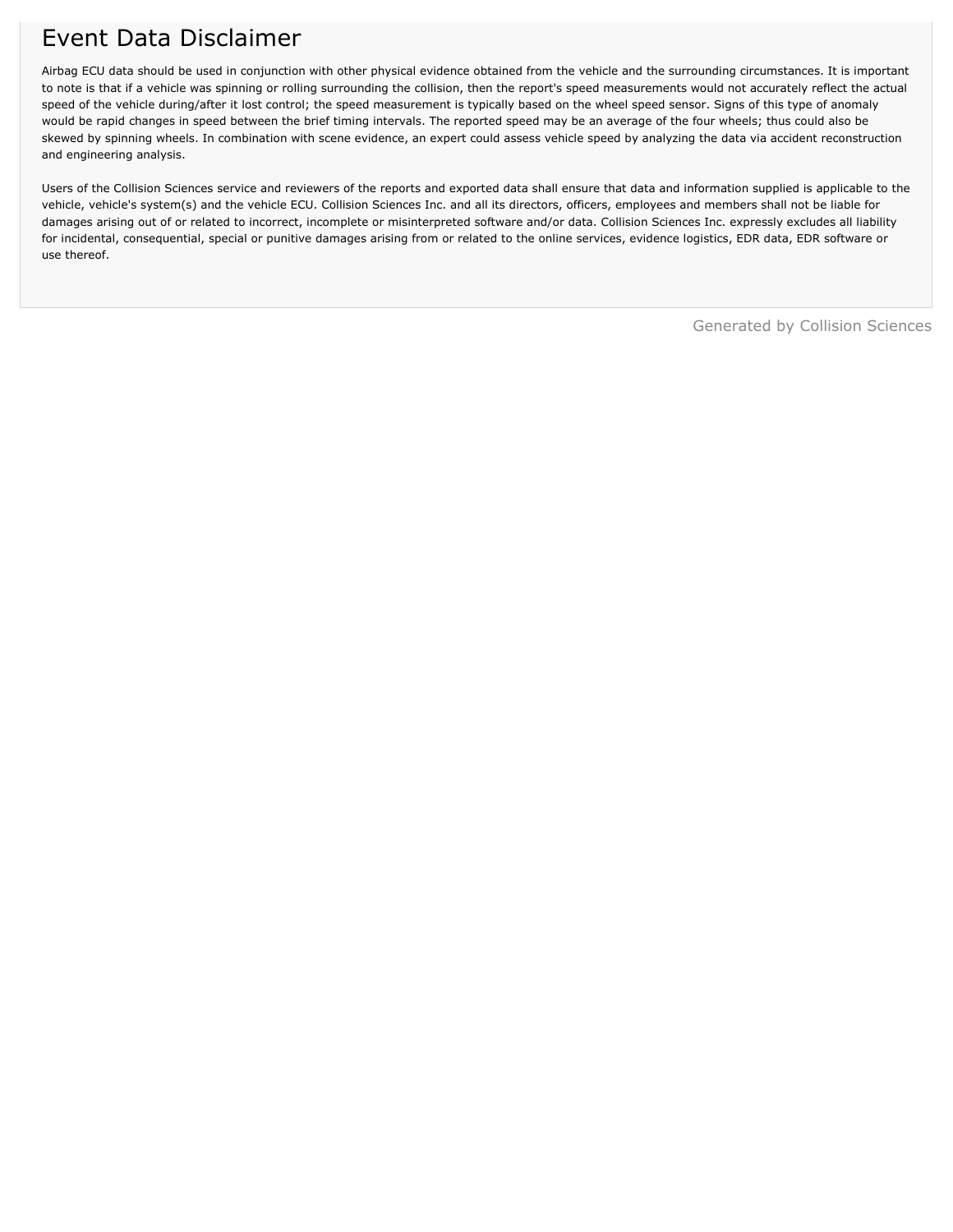# Event Data Disclaimer

Airbag ECU data should be used in conjunction with other physical evidence obtained from the vehicle and the surrounding circumstances. It is important to note is that if a vehicle was spinning or rolling surrounding the collision, then the report's speed measurements would not accurately reflect the actual speed of the vehicle during/after it lost control; the speed measurement is typically based on the wheel speed sensor. Signs of this type of anomaly would be rapid changes in speed between the brief timing intervals. The reported speed may be an average of the four wheels; thus could also be skewed by spinning wheels. In combination with scene evidence, an expert could assess vehicle speed by analyzing the data via accident reconstruction and engineering analysis.

Users of the Collision Sciences service and reviewers of the reports and exported data shall ensure that data and information supplied is applicable to the vehicle, vehicle's system(s) and the vehicle ECU. Collision Sciences Inc. and all its directors, officers, employees and members shall not be liable for damages arising out of or related to incorrect, incomplete or misinterpreted software and/or data. Collision Sciences Inc. expressly excludes all liability for incidental, consequential, special or punitive damages arising from or related to the online services, evidence logistics, EDR data, EDR software or use thereof.

Generated by Collision Sciences